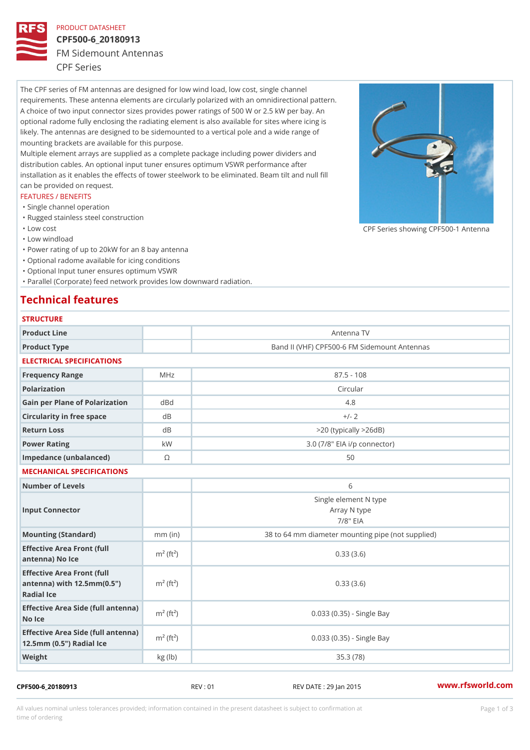PRODUCT DATASHEET

# CPF500-6_20180913

## FM Sidemount Antennas

CPF Series

The CPF series of FM antennas are designed for low wind load, low cost, single channel requirements. These antenna elements are circularly polarized with an omnidirectional pattern. A choice of two input connector sizes provides power ratings of 500 W or 2.5 kW per bay. An optional radome fully enclosing the radiating element is also available for sites where icing is likely. The antennas are designed to be sidemounted to a vertical pole and a wide range of mounting brackets are available for this purpose.

Multiple element arrays are supplied as a complete package including power dividers and distribution cables. An optional input tuner ensures optimum VSWR performance after installation as it enables the effects of tower steelwork to be eliminated. Beam tilt and null fill can be provided on request.

CPF Series showing CPF500-1 Antenna

### FEATURES / BENEFITS

- Single channel operation
- Rugged stainless steel construction
- Low cost
- Low windload
- Power rating of up to 20kW for an 8 bay antenna
- Optional radome available for icing conditions
- Optional Input tuner ensures optimum VSWR
- Parallel (Corporate) feed network provides low downward radiation.

## Technical features

### STRUCTURE

| | | |
|---|---|---|
| Product Line | | Antenna TV |
| Product Type | | Band II (VHF) CPF500-6 FM Sidemount Antennas |

### ELECTRICAL SPECIFICATIONS

| | | |
|---|---|---|
| Frequency Range | MHz | 87.5 - 108 |
| Polarization | | Circular |
| Gain per Plane of Polarization | dBd | 4.8 |
| Circularity in free space | dB | +/- 2 |
| Return Loss | dB | >20 (typically >26dB) |
| Power Rating | kW | 3.0 (7/8" EIA i/p connector) |
| Impedance (unbalanced) | Ω | 50 |

### MECHANICAL SPECIFICATIONS

| | | |
|---|---|---|
| Number of Levels | | 6 |
| Input Connector | | Single element N type<br>Array N type<br>7/8" EIA |
| Mounting (Standard) | mm (in) | 38 to 64 mm diameter mounting pipe (not supplied) |
| Effective Area Front (full antenna) No Ice | $m^2$ ($ft^2$) | 0.33 (3.6) |
| Effective Area Front (full antenna) with 12.5mm(0.5") Radial Ice | $m^2$ ($ft^2$) | 0.33 (3.6) |
| Effective Area Side (full antenna) No Ice | $m^2$ ($ft^2$) | 0.033 (0.35) - Single Bay |
| Effective Area Side (full antenna) 12.5mm (0.5") Radial Ice | $m^2$ ($ft^2$) | 0.033 (0.35) - Single Bay |
| Weight | kg (lb) | 35.3 (78) |

CPF500-6_20180913 REV : 01 REV DATE : 29 Jan 2015 www.rfsworld.com

All values nominal unless tolerances provided; information contained in the present datasheet is subject to confirmation at time of ordering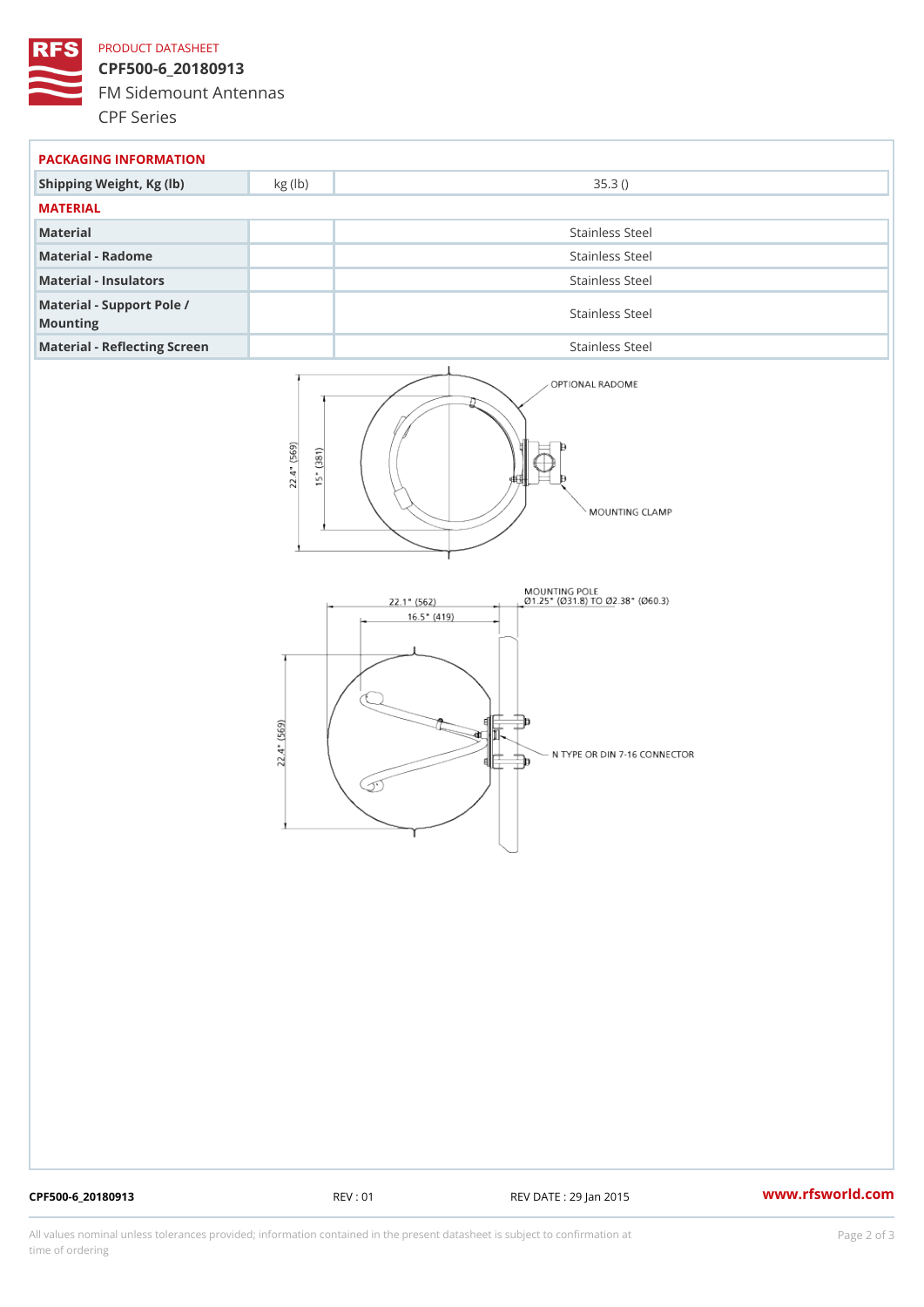## PACKAGING INFORMATION

| Shipping Weight, Kg (lb) | kg (lb) | 35.3 () |
|---|---|---|

## MATERIAL

| Material | | Stainless Steel |
|---|---|---|
| Material - Radome | | Stainless Steel |
| Material - Insulators | | Stainless Steel |
| Material - Support Pole / Mounting | | Stainless Steel |
| Material - Reflecting Screen | | Stainless Steel |

OPTIONAL RADOME

MOUNTING CLAMP

22.4" (569)

15" (381)

MOUNTING POLE
Ø1.25" (Ø31.8) TO Ø2.38" (Ø60.3)

22.1" (562)

16.5" (419)

22.4" (569)

N TYPE OR DIN 7-16 CONNECTOR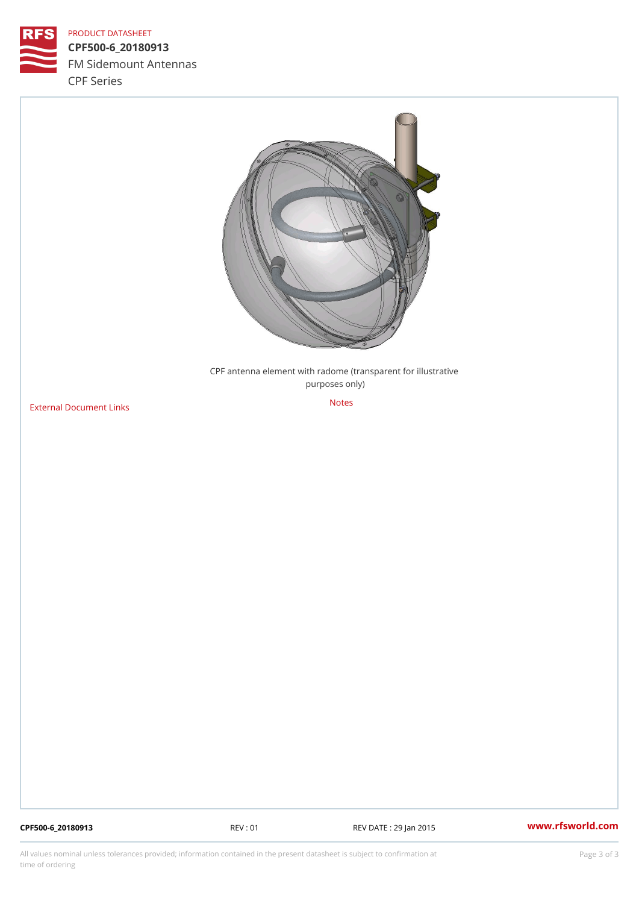CPF antenna element with radome (transparent for illustrative purposes only)

External Document Links

Notes